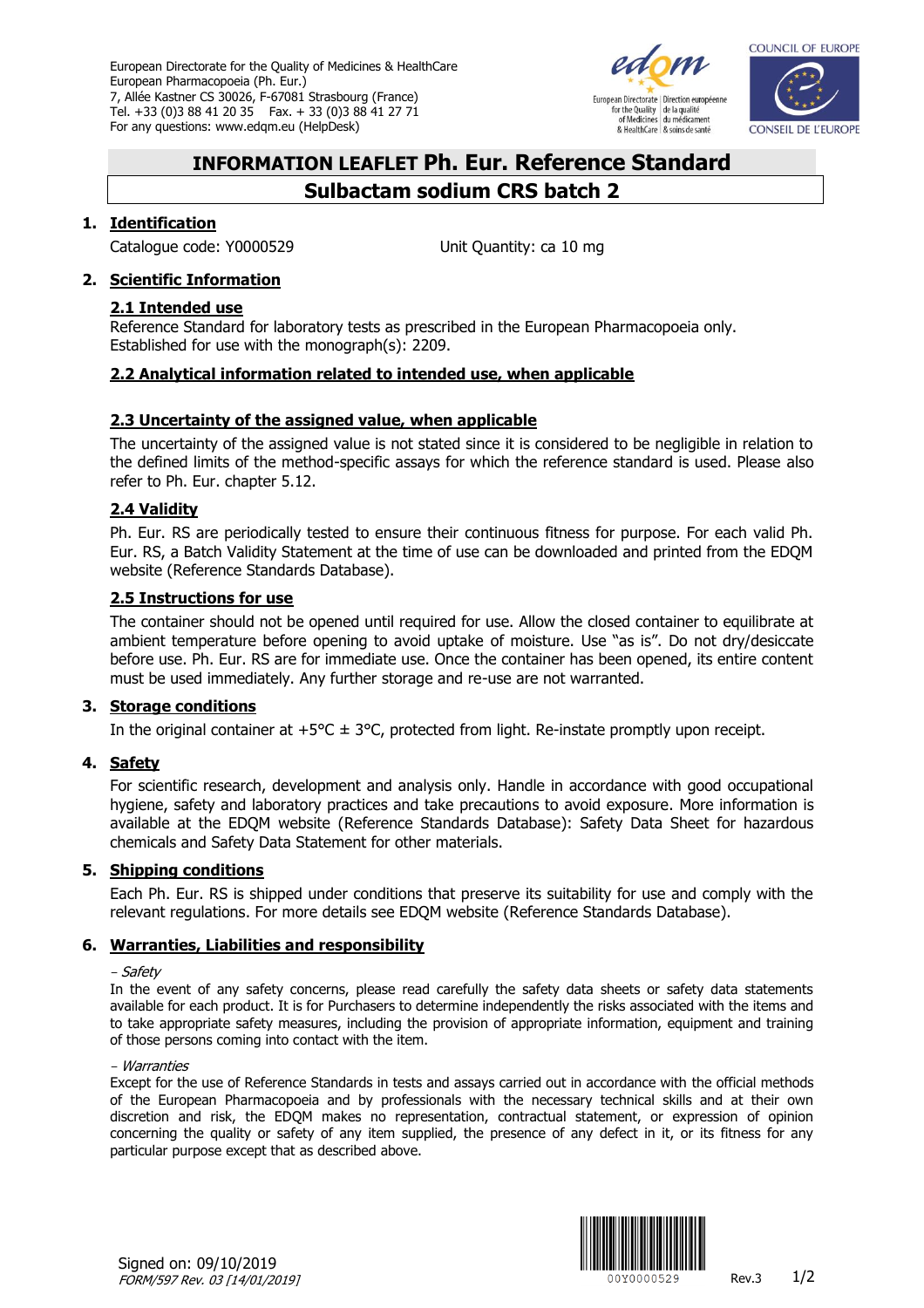European Directorate for the Quality of Medicines & HealthCare
European Pharmacopoeia (Ph. Eur.)
7, Allée Kastner CS 30026, F-67081 Strasbourg (France)
Tel. +33 (0)3 88 41 20 35 Fax. + 33 (0)3 88 41 27 71
For any questions: www.edqm.eu (HelpDesk)

# INFORMATION LEAFLET Ph. Eur. Reference Standard

# Sulbactam sodium CRS batch 2

## 1. Identification

Catalogue code: Y0000529 Unit Quantity: ca 10 mg

## 2. Scientific Information

### 2.1 Intended use

Reference Standard for laboratory tests as prescribed in the European Pharmacopoeia only.
Established for use with the monograph(s): 2209.

### 2.2 Analytical information related to intended use, when applicable

### 2.3 Uncertainty of the assigned value, when applicable

The uncertainty of the assigned value is not stated since it is considered to be negligible in relation to the defined limits of the method-specific assays for which the reference standard is used. Please also refer to Ph. Eur. chapter 5.12.

### 2.4 Validity

Ph. Eur. RS are periodically tested to ensure their continuous fitness for purpose. For each valid Ph. Eur. RS, a Batch Validity Statement at the time of use can be downloaded and printed from the EDQM website (Reference Standards Database).

### 2.5 Instructions for use

The container should not be opened until required for use. Allow the closed container to equilibrate at ambient temperature before opening to avoid uptake of moisture. Use "as is". Do not dry/desiccate before use. Ph. Eur. RS are for immediate use. Once the container has been opened, its entire content must be used immediately. Any further storage and re-use are not warranted.

## 3. Storage conditions

In the original container at +5°C ± 3°C, protected from light. Re-instate promptly upon receipt.

## 4. Safety

For scientific research, development and analysis only. Handle in accordance with good occupational hygiene, safety and laboratory practices and take precautions to avoid exposure. More information is available at the EDQM website (Reference Standards Database): Safety Data Sheet for hazardous chemicals and Safety Data Statement for other materials.

## 5. Shipping conditions

Each Ph. Eur. RS is shipped under conditions that preserve its suitability for use and comply with the relevant regulations. For more details see EDQM website (Reference Standards Database).

## 6. Warranties, Liabilities and responsibility

*- Safety*

In the event of any safety concerns, please read carefully the safety data sheets or safety data statements available for each product. It is for Purchasers to determine independently the risks associated with the items and to take appropriate safety measures, including the provision of appropriate information, equipment and training of those persons coming into contact with the item.

*- Warranties*

Except for the use of Reference Standards in tests and assays carried out in accordance with the official methods of the European Pharmacopoeia and by professionals with the necessary technical skills and at their own discretion and risk, the EDQM makes no representation, contractual statement, or expression of opinion concerning the quality or safety of any item supplied, the presence of any defect in it, or its fitness for any particular purpose except that as described above.

Signed on: 09/10/2019
*FORM/597 Rev. 03 [14/01/2019]*

00Y0000529 Rev.3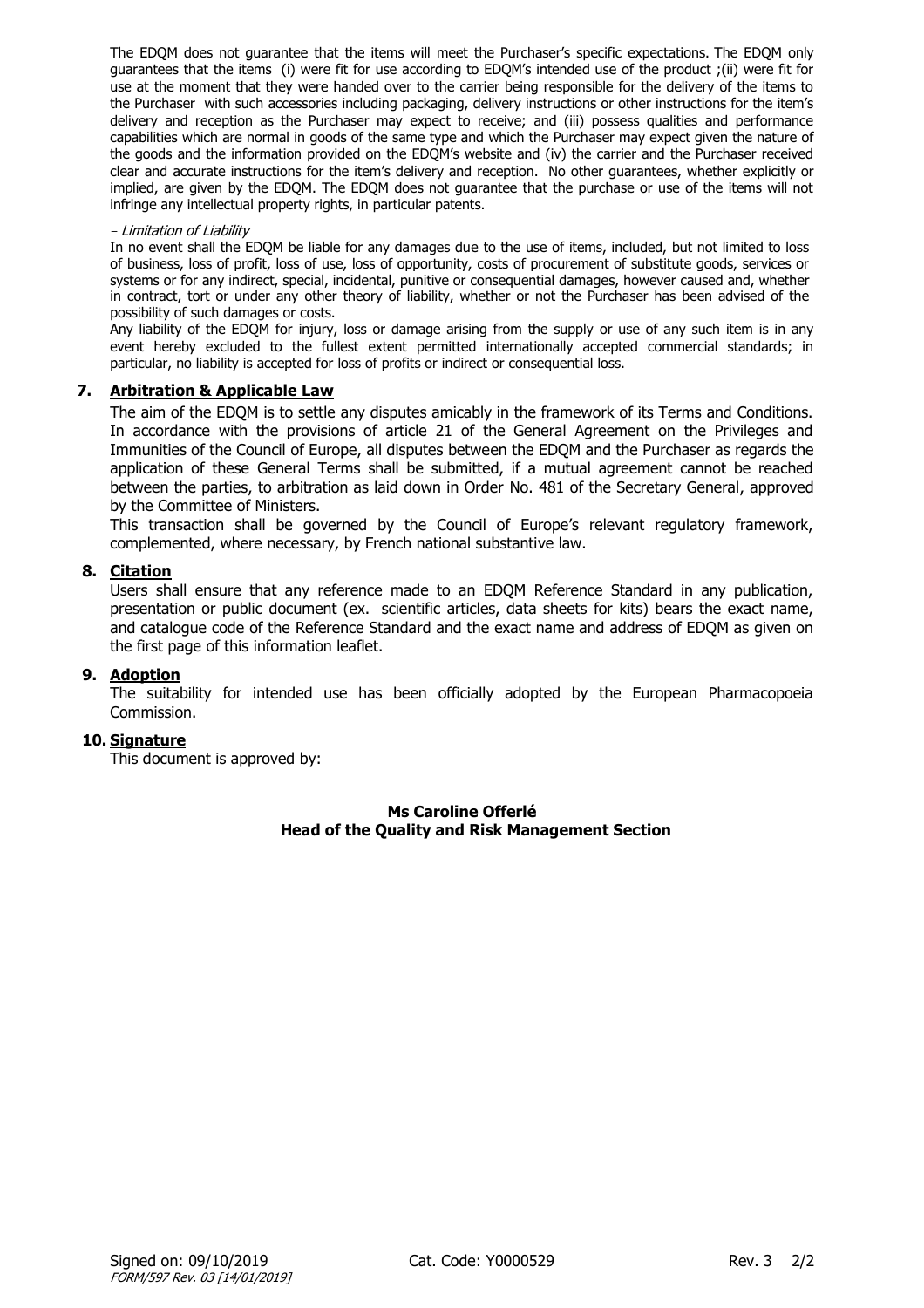The EDQM does not guarantee that the items will meet the Purchaser's specific expectations. The EDQM only guarantees that the items (i) were fit for use according to EDQM's intended use of the product ;(ii) were fit for use at the moment that they were handed over to the carrier being responsible for the delivery of the items to the Purchaser with such accessories including packaging, delivery instructions or other instructions for the item's delivery and reception as the Purchaser may expect to receive; and (iii) possess qualities and performance capabilities which are normal in goods of the same type and which the Purchaser may expect given the nature of the goods and the information provided on the EDQM's website and (iv) the carrier and the Purchaser received clear and accurate instructions for the item's delivery and reception. No other guarantees, whether explicitly or implied, are given by the EDQM. The EDQM does not guarantee that the purchase or use of the items will not infringe any intellectual property rights, in particular patents.

- *Limitation of Liability*

In no event shall the EDQM be liable for any damages due to the use of items, included, but not limited to loss of business, loss of profit, loss of use, loss of opportunity, costs of procurement of substitute goods, services or systems or for any indirect, special, incidental, punitive or consequential damages, however caused and, whether in contract, tort or under any other theory of liability, whether or not the Purchaser has been advised of the possibility of such damages or costs.

Any liability of the EDQM for injury, loss or damage arising from the supply or use of any such item is in any event hereby excluded to the fullest extent permitted internationally accepted commercial standards; in particular, no liability is accepted for loss of profits or indirect or consequential loss.

## 7. Arbitration & Applicable Law

The aim of the EDQM is to settle any disputes amicably in the framework of its Terms and Conditions. In accordance with the provisions of article 21 of the General Agreement on the Privileges and Immunities of the Council of Europe, all disputes between the EDQM and the Purchaser as regards the application of these General Terms shall be submitted, if a mutual agreement cannot be reached between the parties, to arbitration as laid down in Order No. 481 of the Secretary General, approved by the Committee of Ministers.

This transaction shall be governed by the Council of Europe's relevant regulatory framework, complemented, where necessary, by French national substantive law.

## 8. Citation

Users shall ensure that any reference made to an EDQM Reference Standard in any publication, presentation or public document (ex. scientific articles, data sheets for kits) bears the exact name, and catalogue code of the Reference Standard and the exact name and address of EDQM as given on the first page of this information leaflet.

## 9. Adoption

The suitability for intended use has been officially adopted by the European Pharmacopoeia Commission.

## 10. Signature

This document is approved by:

**Ms Caroline Offerlé**
**Head of the Quality and Risk Management Section**

Signed on: 09/10/2019 Cat. Code: Y0000529 Rev. 3

*FORM/597 Rev. 03 [14/01/2019]*